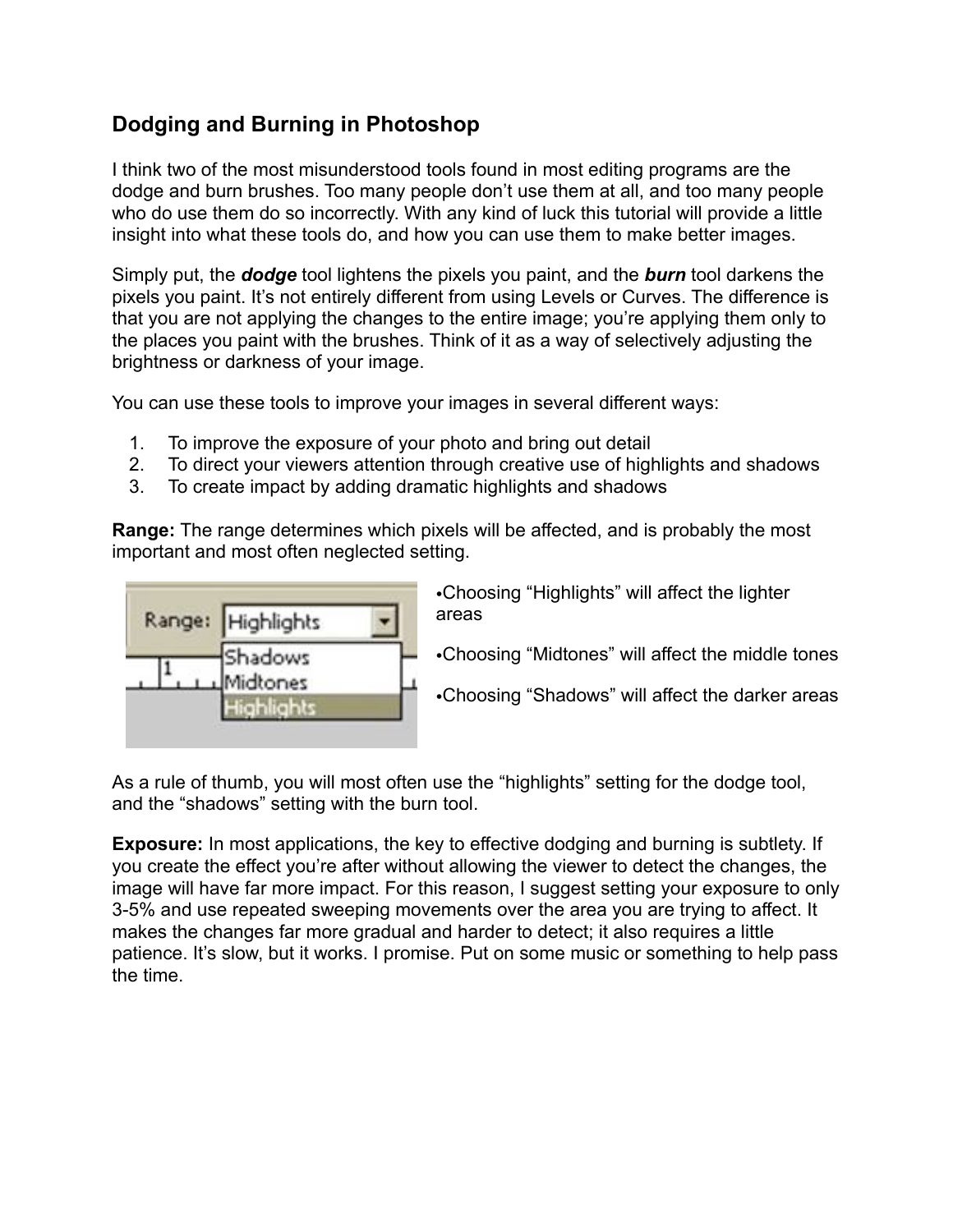# Dodging and Burning in Photoshop

I think two of the most misunderstood tools found in most editing programs are the dodge and burn brushes. Too many people don't use them at all, and too many people who do use them do so incorrectly. With any kind of luck this tutorial will provide a little insight into what these tools do, and how you can use them to make better images.

Simply put, the ***dodge*** tool lightens the pixels you paint, and the ***burn*** tool darkens the pixels you paint. It's not entirely different from using Levels or Curves. The difference is that you are not applying the changes to the entire image; you're applying them only to the places you paint with the brushes. Think of it as a way of selectively adjusting the brightness or darkness of your image.

You can use these tools to improve your images in several different ways:

1. To improve the exposure of your photo and bring out detail
2. To direct your viewers attention through creative use of highlights and shadows
3. To create impact by adding dramatic highlights and shadows

**Range:** The range determines which pixels will be affected, and is probably the most important and most often neglected setting.

- Choosing "Highlights" will affect the lighter areas
- Choosing "Midtones" will affect the middle tones
- Choosing "Shadows" will affect the darker areas

As a rule of thumb, you will most often use the "highlights" setting for the dodge tool, and the "shadows" setting with the burn tool.

**Exposure:** In most applications, the key to effective dodging and burning is subtlety. If you create the effect you're after without allowing the viewer to detect the changes, the image will have far more impact. For this reason, I suggest setting your exposure to only 3-5% and use repeated sweeping movements over the area you are trying to affect. It makes the changes far more gradual and harder to detect; it also requires a little patience. It's slow, but it works. I promise. Put on some music or something to help pass the time.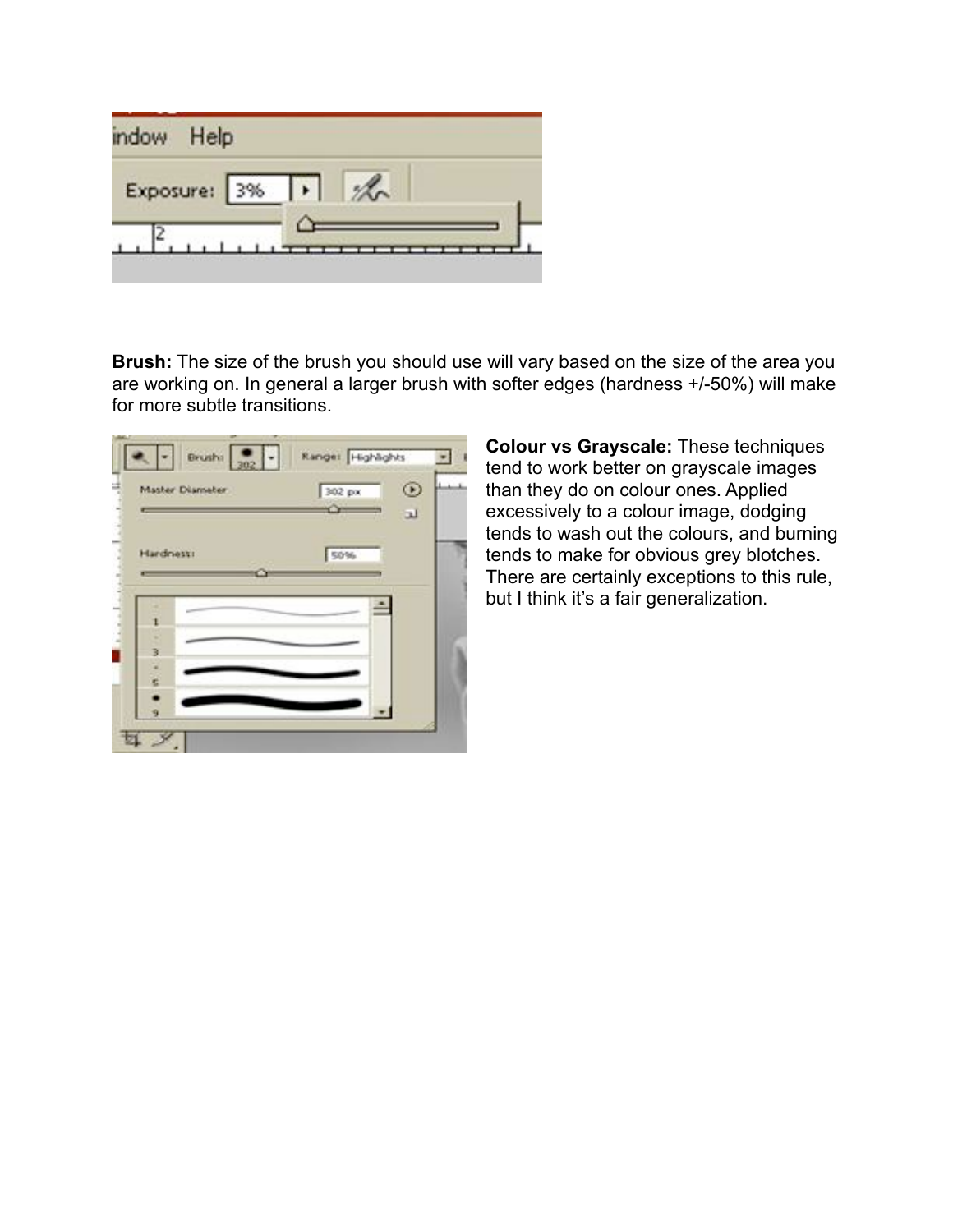**Brush:** The size of the brush you should use will vary based on the size of the area you are working on. In general a larger brush with softer edges (hardness +/-50%) will make for more subtle transitions.

**Colour vs Grayscale:** These techniques tend to work better on grayscale images than they do on colour ones. Applied excessively to a colour image, dodging tends to wash out the colours, and burning tends to make for obvious grey blotches. There are certainly exceptions to this rule, but I think it's a fair generalization.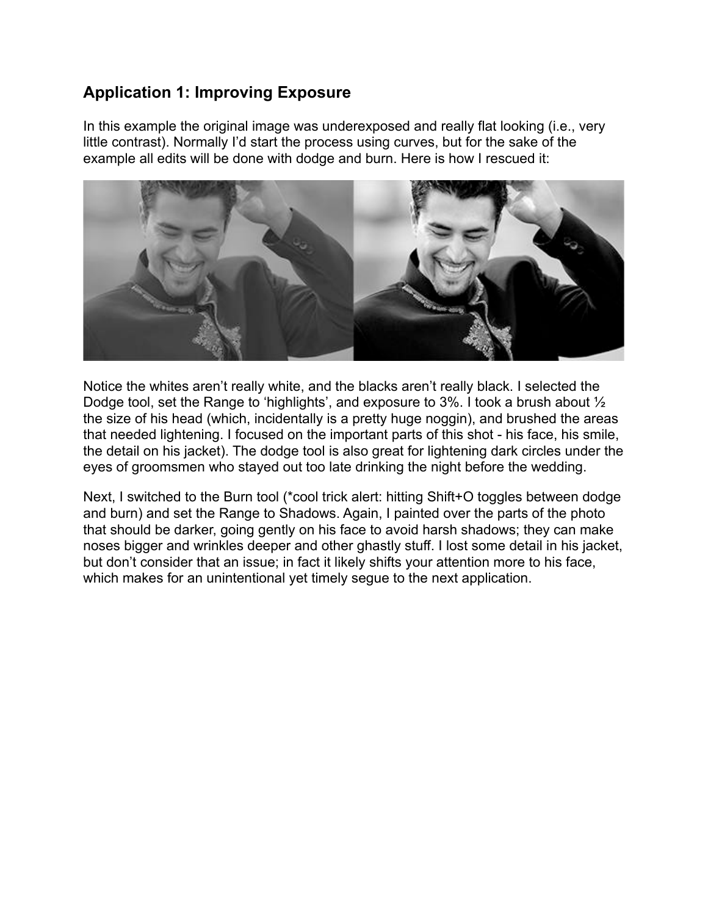## Application 1: Improving Exposure

In this example the original image was underexposed and really flat looking (i.e., very little contrast). Normally I'd start the process using curves, but for the sake of the example all edits will be done with dodge and burn. Here is how I rescued it:

Notice the whites aren't really white, and the blacks aren't really black. I selected the Dodge tool, set the Range to 'highlights', and exposure to 3%. I took a brush about ½ the size of his head (which, incidentally is a pretty huge noggin), and brushed the areas that needed lightening. I focused on the important parts of this shot - his face, his smile, the detail on his jacket). The dodge tool is also great for lightening dark circles under the eyes of groomsmen who stayed out too late drinking the night before the wedding.

Next, I switched to the Burn tool (*cool trick alert: hitting Shift+O toggles between dodge and burn) and set the Range to Shadows. Again, I painted over the parts of the photo that should be darker, going gently on his face to avoid harsh shadows; they can make noses bigger and wrinkles deeper and other ghastly stuff. I lost some detail in his jacket, but don't consider that an issue; in fact it likely shifts your attention more to his face, which makes for an unintentional yet timely segue to the next application.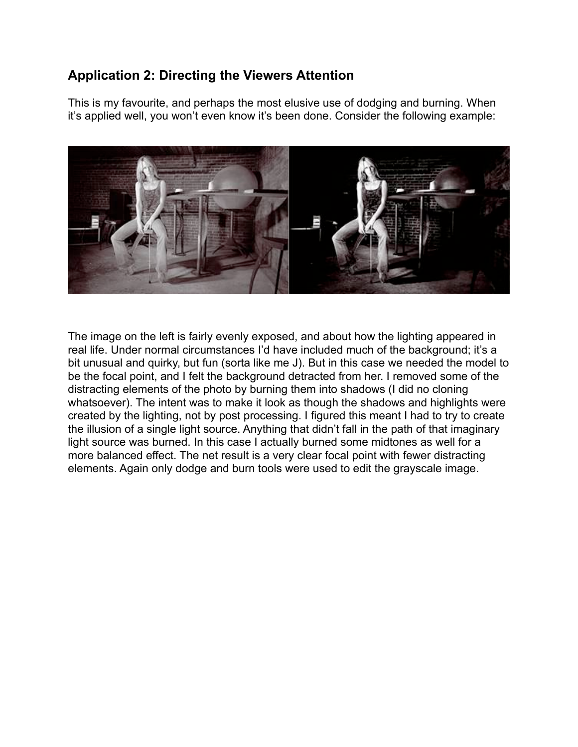## Application 2: Directing the Viewers Attention

This is my favourite, and perhaps the most elusive use of dodging and burning. When it's applied well, you won't even know it's been done. Consider the following example:

The image on the left is fairly evenly exposed, and about how the lighting appeared in real life. Under normal circumstances I'd have included much of the background; it's a bit unusual and quirky, but fun (sorta like me J). But in this case we needed the model to be the focal point, and I felt the background detracted from her. I removed some of the distracting elements of the photo by burning them into shadows (I did no cloning whatsoever). The intent was to make it look as though the shadows and highlights were created by the lighting, not by post processing. I figured this meant I had to try to create the illusion of a single light source. Anything that didn't fall in the path of that imaginary light source was burned. In this case I actually burned some midtones as well for a more balanced effect. The net result is a very clear focal point with fewer distracting elements. Again only dodge and burn tools were used to edit the grayscale image.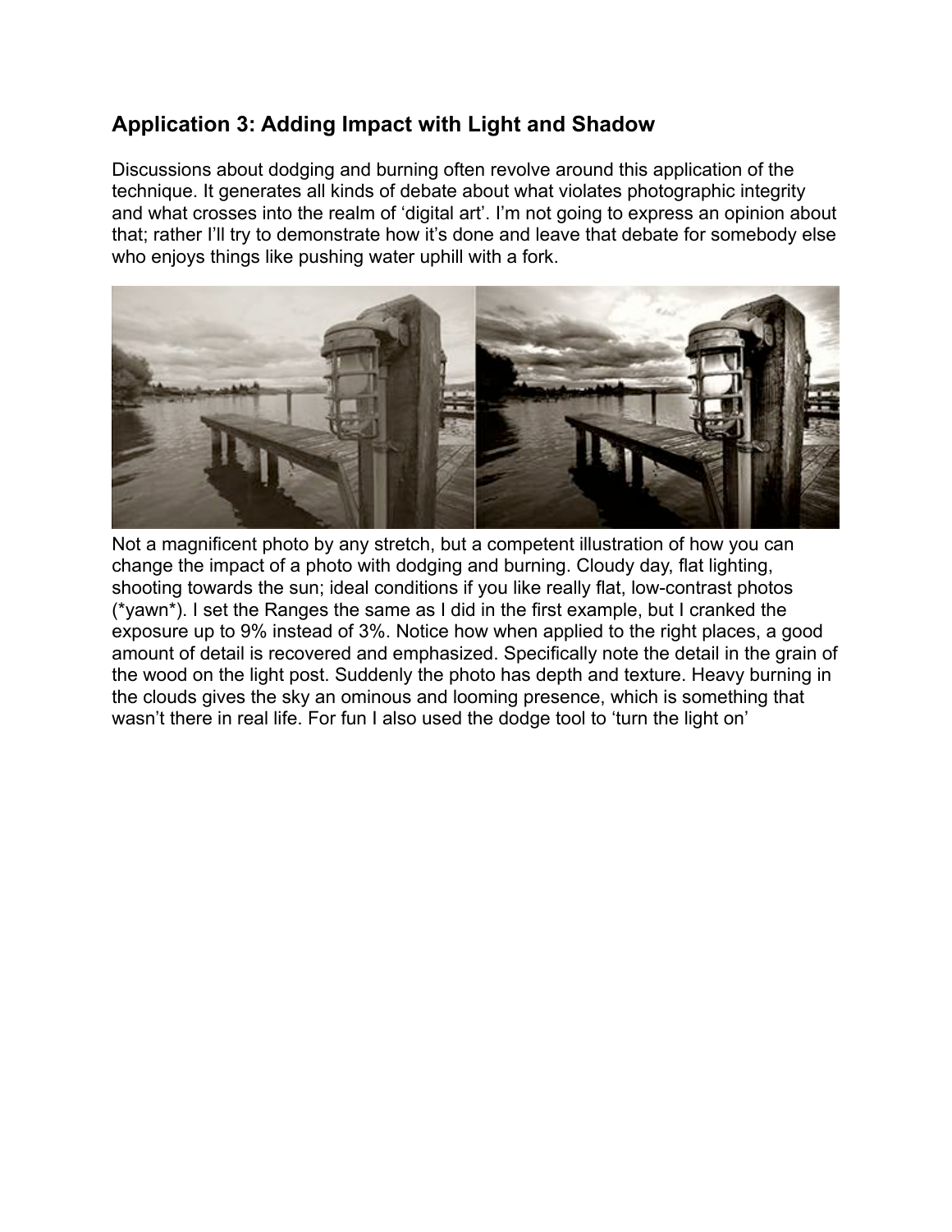## Application 3: Adding Impact with Light and Shadow

Discussions about dodging and burning often revolve around this application of the technique. It generates all kinds of debate about what violates photographic integrity and what crosses into the realm of 'digital art'. I'm not going to express an opinion about that; rather I'll try to demonstrate how it's done and leave that debate for somebody else who enjoys things like pushing water uphill with a fork.

Not a magnificent photo by any stretch, but a competent illustration of how you can change the impact of a photo with dodging and burning. Cloudy day, flat lighting, shooting towards the sun; ideal conditions if you like really flat, low-contrast photos (*yawn*). I set the Ranges the same as I did in the first example, but I cranked the exposure up to 9% instead of 3%. Notice how when applied to the right places, a good amount of detail is recovered and emphasized. Specifically note the detail in the grain of the wood on the light post. Suddenly the photo has depth and texture. Heavy burning in the clouds gives the sky an ominous and looming presence, which is something that wasn't there in real life. For fun I also used the dodge tool to 'turn the light on'